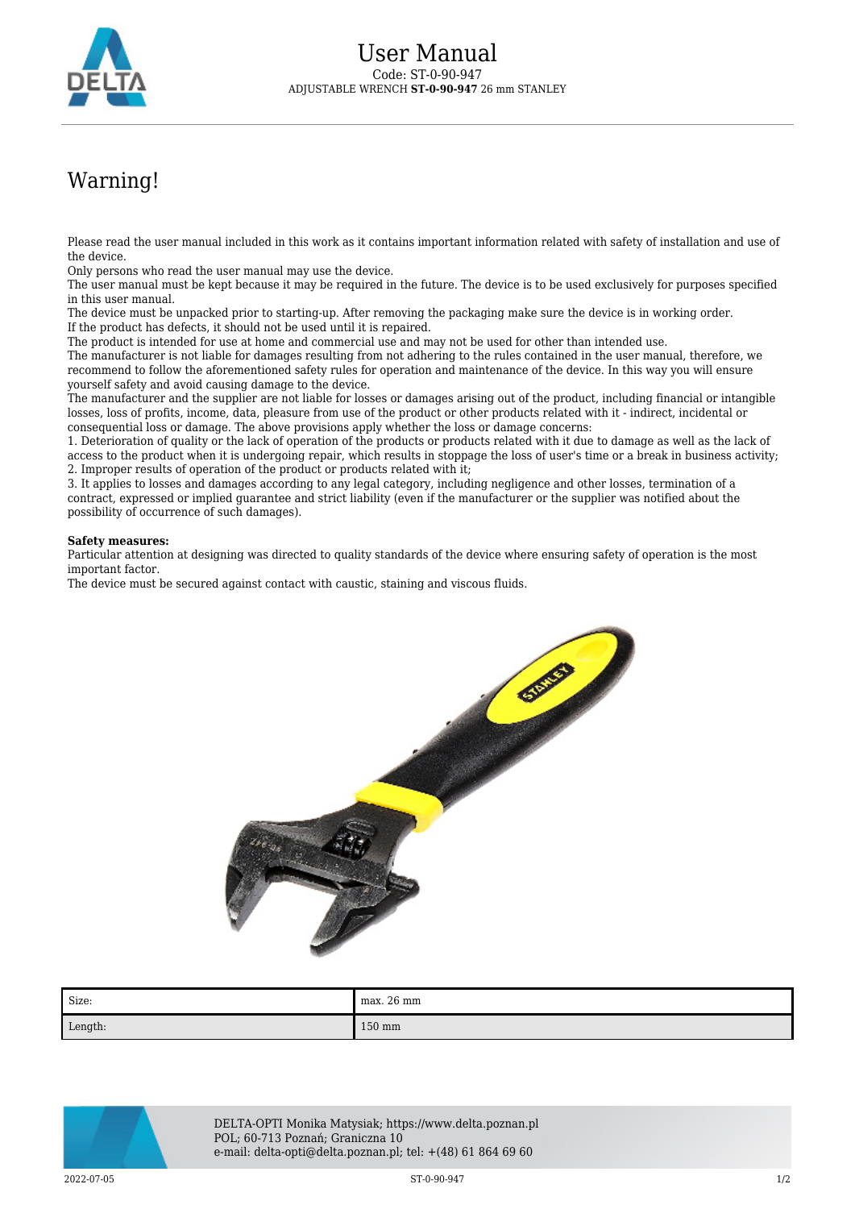# User Manual

Code: ST-0-90-947

ADJUSTABLE WRENCH **ST-0-90-947** 26 mm STANLEY

## Warning!

Please read the user manual included in this work as it contains important information related with safety of installation and use of the device.
Only persons who read the user manual may use the device.
The user manual must be kept because it may be required in the future. The device is to be used exclusively for purposes specified in this user manual.
The device must be unpacked prior to starting-up. After removing the packaging make sure the device is in working order.
If the product has defects, it should not be used until it is repaired.
The product is intended for use at home and commercial use and may not be used for other than intended use.
The manufacturer is not liable for damages resulting from not adhering to the rules contained in the user manual, therefore, we recommend to follow the aforementioned safety rules for operation and maintenance of the device. In this way you will ensure yourself safety and avoid causing damage to the device.
The manufacturer and the supplier are not liable for losses or damages arising out of the product, including financial or intangible losses, loss of profits, income, data, pleasure from use of the product or other products related with it - indirect, incidental or consequential loss or damage. The above provisions apply whether the loss or damage concerns:
1. Deterioration of quality or the lack of operation of the products or products related with it due to damage as well as the lack of access to the product when it is undergoing repair, which results in stoppage the loss of user's time or a break in business activity;
2. Improper results of operation of the product or products related with it;
3. It applies to losses and damages according to any legal category, including negligence and other losses, termination of a contract, expressed or implied guarantee and strict liability (even if the manufacturer or the supplier was notified about the possibility of occurrence of such damages).

**Safety measures:**
Particular attention at designing was directed to quality standards of the device where ensuring safety of operation is the most important factor.
The device must be secured against contact with caustic, staining and viscous fluids.

| Size: | max. 26 mm |
|---|---|
| Length: | 150 mm |

DELTA-OPTI Monika Matysiak; https://www.delta.poznan.pl
POL; 60-713 Poznań; Graniczna 10
e-mail: delta-opti@delta.poznan.pl; tel: +(48) 61 864 69 60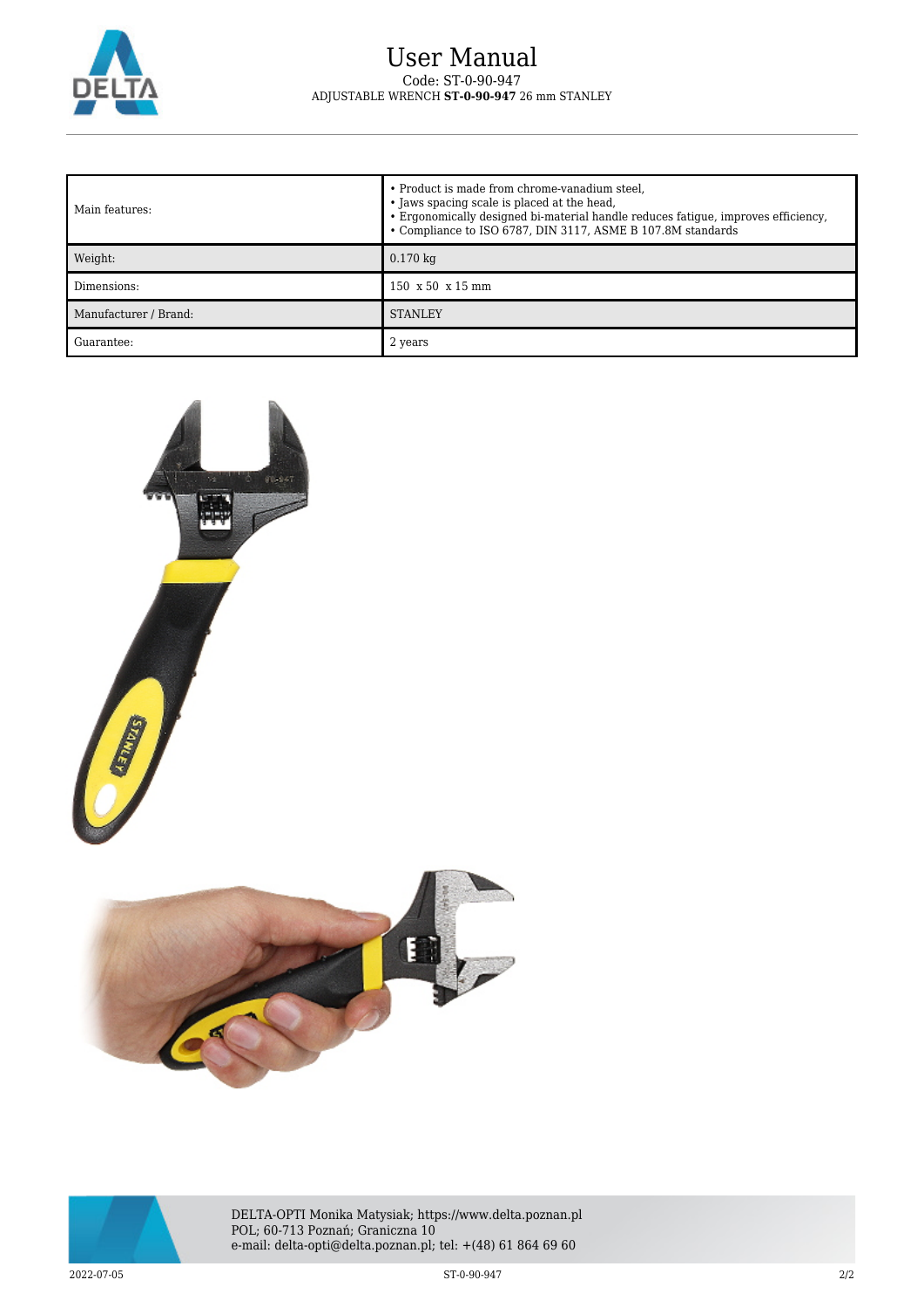# User Manual

Code: ST-0-90-947
ADJUSTABLE WRENCH **ST-0-90-947** 26 mm STANLEY

| | |
|---|---|
| Main features: | • Product is made from chrome-vanadium steel,<br>• Jaws spacing scale is placed at the head,<br>• Ergonomically designed bi-material handle reduces fatigue, improves efficiency,<br>• Compliance to ISO 6787, DIN 3117, ASME B 107.8M standards |
| Weight: | 0.170 kg |
| Dimensions: | 150 x 50 x 15 mm |
| Manufacturer / Brand: | STANLEY |
| Guarantee: | 2 years |

DELTA-OPTI Monika Matysiak; https://www.delta.poznan.pl
POL; 60-713 Poznań; Graniczna 10
e-mail: delta-opti@delta.poznan.pl; tel: +(48) 61 864 69 60